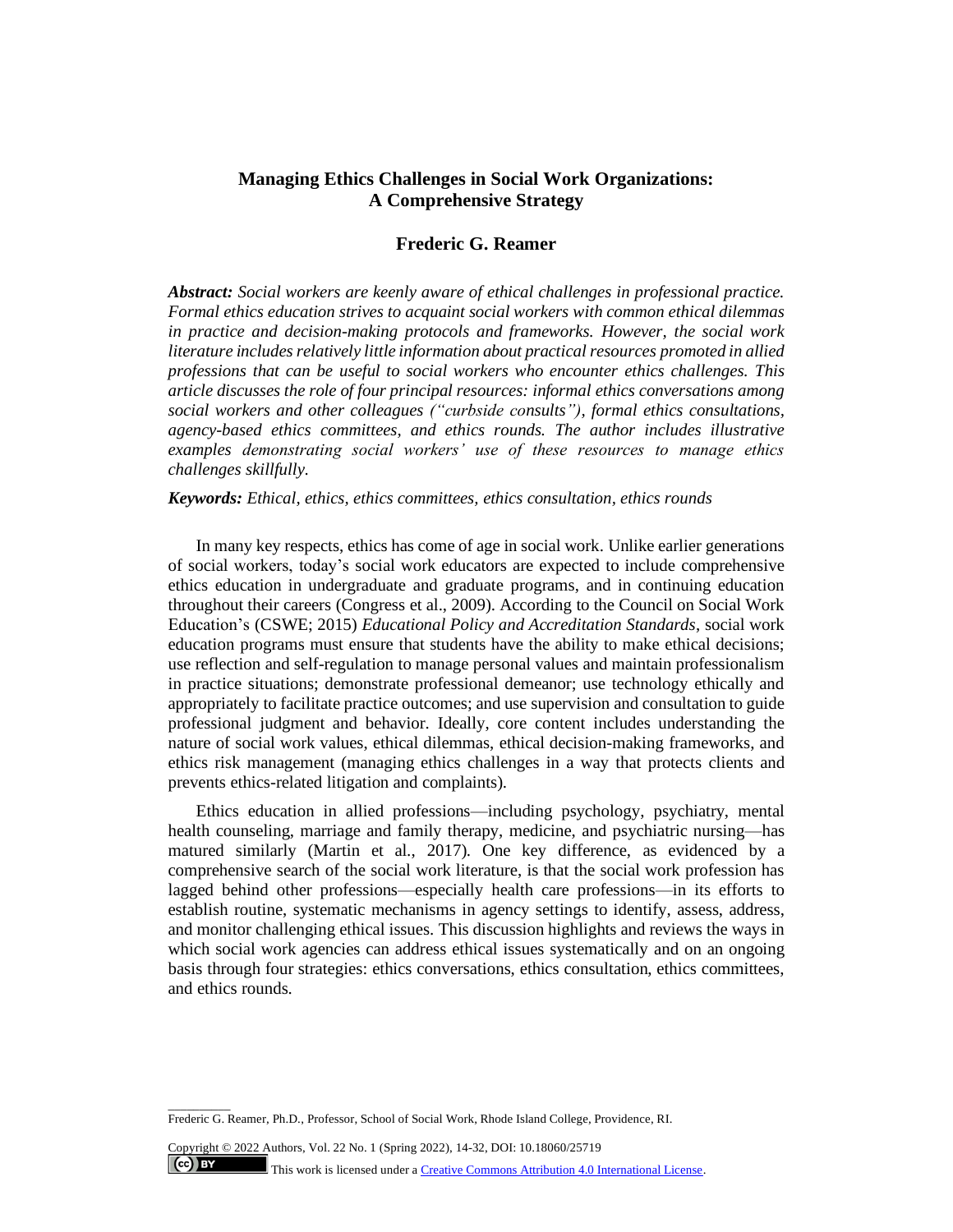# Managing Ethics Challenges in Social Work Organizations: A Comprehensive Strategy

## Frederic G. Reamer

***Abstract:*** *Social workers are keenly aware of ethical challenges in professional practice. Formal ethics education strives to acquaint social workers with common ethical dilemmas in practice and decision-making protocols and frameworks. However, the social work literature includes relatively little information about practical resources promoted in allied professions that can be useful to social workers who encounter ethics challenges. This article discusses the role of four principal resources: informal ethics conversations among social workers and other colleagues ("curbside consults"), formal ethics consultations, agency-based ethics committees, and ethics rounds. The author includes illustrative examples demonstrating social workers' use of these resources to manage ethics challenges skillfully.*

***Keywords:*** *Ethical, ethics, ethics committees, ethics consultation, ethics rounds*

In many key respects, ethics has come of age in social work. Unlike earlier generations of social workers, today's social work educators are expected to include comprehensive ethics education in undergraduate and graduate programs, and in continuing education throughout their careers (Congress et al., 2009). According to the Council on Social Work Education's (CSWE; 2015) *Educational Policy and Accreditation Standards*, social work education programs must ensure that students have the ability to make ethical decisions; use reflection and self-regulation to manage personal values and maintain professionalism in practice situations; demonstrate professional demeanor; use technology ethically and appropriately to facilitate practice outcomes; and use supervision and consultation to guide professional judgment and behavior. Ideally, core content includes understanding the nature of social work values, ethical dilemmas, ethical decision-making frameworks, and ethics risk management (managing ethics challenges in a way that protects clients and prevents ethics-related litigation and complaints).

Ethics education in allied professions—including psychology, psychiatry, mental health counseling, marriage and family therapy, medicine, and psychiatric nursing—has matured similarly (Martin et al., 2017). One key difference, as evidenced by a comprehensive search of the social work literature, is that the social work profession has lagged behind other professions—especially health care professions—in its efforts to establish routine, systematic mechanisms in agency settings to identify, assess, address, and monitor challenging ethical issues. This discussion highlights and reviews the ways in which social work agencies can address ethical issues systematically and on an ongoing basis through four strategies: ethics conversations, ethics consultation, ethics committees, and ethics rounds.

---

Frederic G. Reamer, Ph.D., Professor, School of Social Work, Rhode Island College, Providence, RI.

Copyright © 2022 Authors, Vol. 22 No. 1 (Spring 2022), 14-32, DOI: 10.18060/25719

This work is licensed under a Creative Commons Attribution 4.0 International License.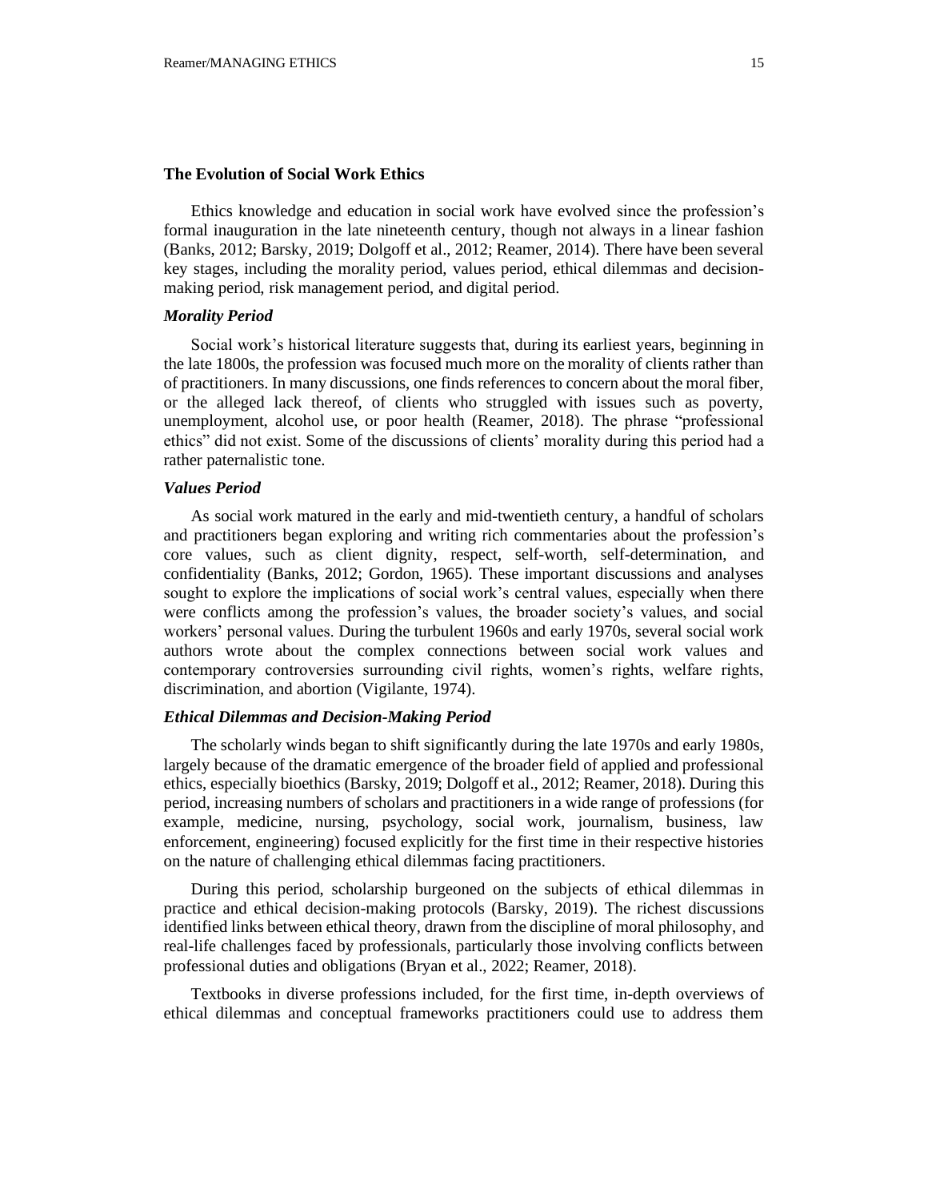## The Evolution of Social Work Ethics

Ethics knowledge and education in social work have evolved since the profession's formal inauguration in the late nineteenth century, though not always in a linear fashion (Banks, 2012; Barsky, 2019; Dolgoff et al., 2012; Reamer, 2014). There have been several key stages, including the morality period, values period, ethical dilemmas and decision-making period, risk management period, and digital period.

### *Morality Period*

Social work's historical literature suggests that, during its earliest years, beginning in the late 1800s, the profession was focused much more on the morality of clients rather than of practitioners. In many discussions, one finds references to concern about the moral fiber, or the alleged lack thereof, of clients who struggled with issues such as poverty, unemployment, alcohol use, or poor health (Reamer, 2018). The phrase "professional ethics" did not exist. Some of the discussions of clients' morality during this period had a rather paternalistic tone.

### *Values Period*

As social work matured in the early and mid-twentieth century, a handful of scholars and practitioners began exploring and writing rich commentaries about the profession's core values, such as client dignity, respect, self-worth, self-determination, and confidentiality (Banks, 2012; Gordon, 1965). These important discussions and analyses sought to explore the implications of social work's central values, especially when there were conflicts among the profession's values, the broader society's values, and social workers' personal values. During the turbulent 1960s and early 1970s, several social work authors wrote about the complex connections between social work values and contemporary controversies surrounding civil rights, women's rights, welfare rights, discrimination, and abortion (Vigilante, 1974).

### *Ethical Dilemmas and Decision-Making Period*

The scholarly winds began to shift significantly during the late 1970s and early 1980s, largely because of the dramatic emergence of the broader field of applied and professional ethics, especially bioethics (Barsky, 2019; Dolgoff et al., 2012; Reamer, 2018). During this period, increasing numbers of scholars and practitioners in a wide range of professions (for example, medicine, nursing, psychology, social work, journalism, business, law enforcement, engineering) focused explicitly for the first time in their respective histories on the nature of challenging ethical dilemmas facing practitioners.

During this period, scholarship burgeoned on the subjects of ethical dilemmas in practice and ethical decision-making protocols (Barsky, 2019). The richest discussions identified links between ethical theory, drawn from the discipline of moral philosophy, and real-life challenges faced by professionals, particularly those involving conflicts between professional duties and obligations (Bryan et al., 2022; Reamer, 2018).

Textbooks in diverse professions included, for the first time, in-depth overviews of ethical dilemmas and conceptual frameworks practitioners could use to address them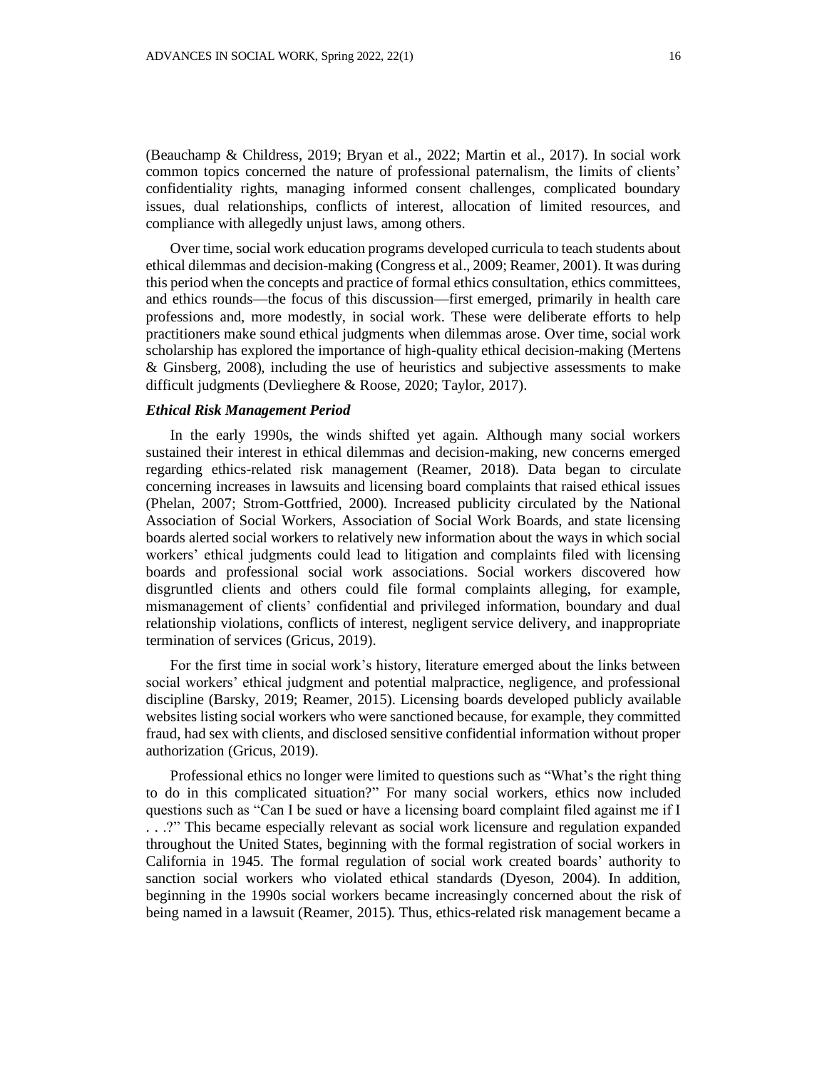(Beauchamp & Childress, 2019; Bryan et al., 2022; Martin et al., 2017). In social work common topics concerned the nature of professional paternalism, the limits of clients' confidentiality rights, managing informed consent challenges, complicated boundary issues, dual relationships, conflicts of interest, allocation of limited resources, and compliance with allegedly unjust laws, among others.

Over time, social work education programs developed curricula to teach students about ethical dilemmas and decision-making (Congress et al., 2009; Reamer, 2001). It was during this period when the concepts and practice of formal ethics consultation, ethics committees, and ethics rounds—the focus of this discussion—first emerged, primarily in health care professions and, more modestly, in social work. These were deliberate efforts to help practitioners make sound ethical judgments when dilemmas arose. Over time, social work scholarship has explored the importance of high-quality ethical decision-making (Mertens & Ginsberg, 2008), including the use of heuristics and subjective assessments to make difficult judgments (Devlieghere & Roose, 2020; Taylor, 2017).

### *Ethical Risk Management Period*

In the early 1990s, the winds shifted yet again. Although many social workers sustained their interest in ethical dilemmas and decision-making, new concerns emerged regarding ethics-related risk management (Reamer, 2018). Data began to circulate concerning increases in lawsuits and licensing board complaints that raised ethical issues (Phelan, 2007; Strom-Gottfried, 2000). Increased publicity circulated by the National Association of Social Workers, Association of Social Work Boards, and state licensing boards alerted social workers to relatively new information about the ways in which social workers' ethical judgments could lead to litigation and complaints filed with licensing boards and professional social work associations. Social workers discovered how disgruntled clients and others could file formal complaints alleging, for example, mismanagement of clients' confidential and privileged information, boundary and dual relationship violations, conflicts of interest, negligent service delivery, and inappropriate termination of services (Gricus, 2019).

For the first time in social work's history, literature emerged about the links between social workers' ethical judgment and potential malpractice, negligence, and professional discipline (Barsky, 2019; Reamer, 2015). Licensing boards developed publicly available websites listing social workers who were sanctioned because, for example, they committed fraud, had sex with clients, and disclosed sensitive confidential information without proper authorization (Gricus, 2019).

Professional ethics no longer were limited to questions such as "What's the right thing to do in this complicated situation?" For many social workers, ethics now included questions such as "Can I be sued or have a licensing board complaint filed against me if I . . .?" This became especially relevant as social work licensure and regulation expanded throughout the United States, beginning with the formal registration of social workers in California in 1945. The formal regulation of social work created boards' authority to sanction social workers who violated ethical standards (Dyeson, 2004). In addition, beginning in the 1990s social workers became increasingly concerned about the risk of being named in a lawsuit (Reamer, 2015). Thus, ethics-related risk management became a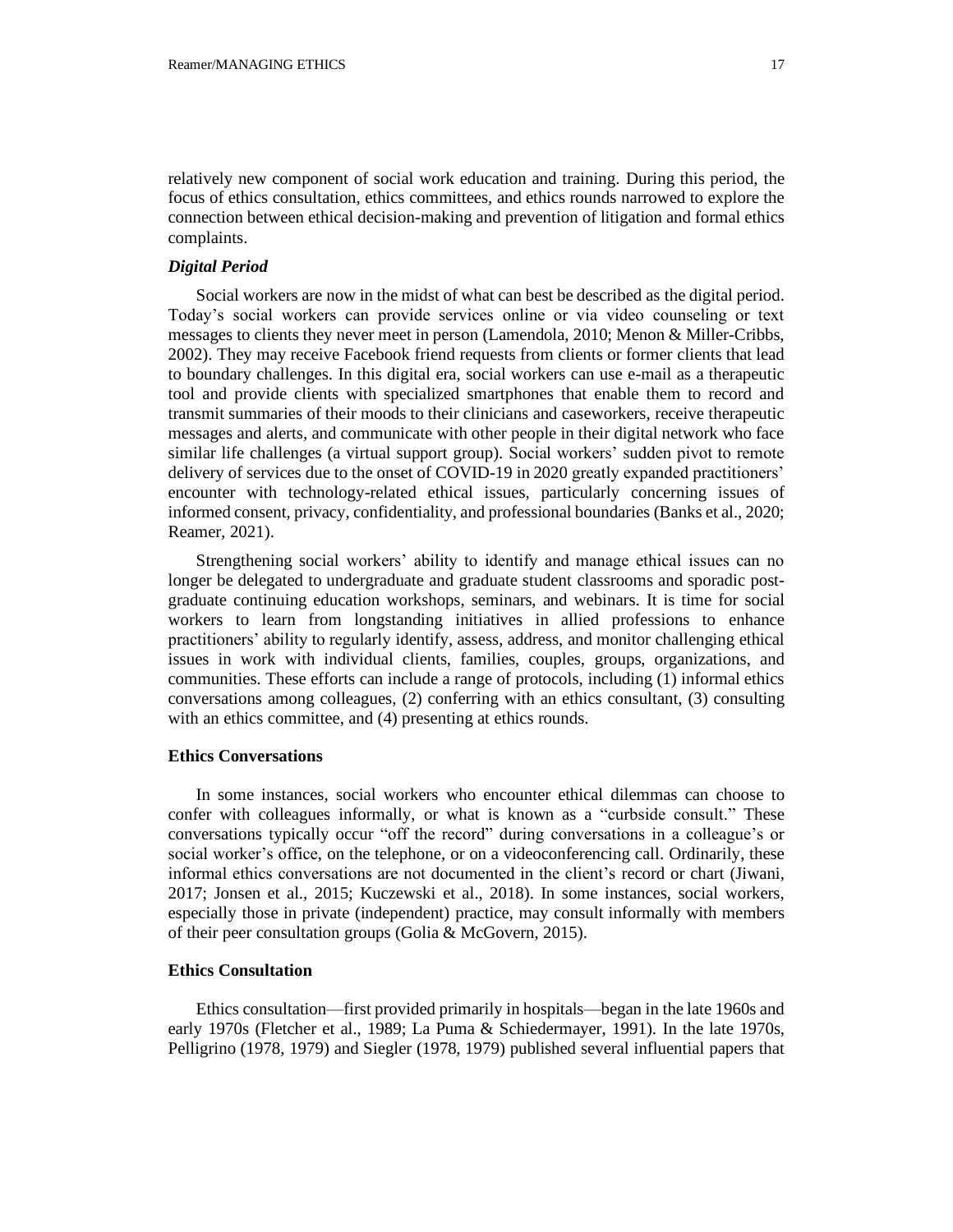relatively new component of social work education and training. During this period, the focus of ethics consultation, ethics committees, and ethics rounds narrowed to explore the connection between ethical decision-making and prevention of litigation and formal ethics complaints.

### *Digital Period*

Social workers are now in the midst of what can best be described as the digital period. Today's social workers can provide services online or via video counseling or text messages to clients they never meet in person (Lamendola, 2010; Menon & Miller-Cribbs, 2002). They may receive Facebook friend requests from clients or former clients that lead to boundary challenges. In this digital era, social workers can use e-mail as a therapeutic tool and provide clients with specialized smartphones that enable them to record and transmit summaries of their moods to their clinicians and caseworkers, receive therapeutic messages and alerts, and communicate with other people in their digital network who face similar life challenges (a virtual support group). Social workers' sudden pivot to remote delivery of services due to the onset of COVID-19 in 2020 greatly expanded practitioners' encounter with technology-related ethical issues, particularly concerning issues of informed consent, privacy, confidentiality, and professional boundaries (Banks et al., 2020; Reamer, 2021).

Strengthening social workers' ability to identify and manage ethical issues can no longer be delegated to undergraduate and graduate student classrooms and sporadic post-graduate continuing education workshops, seminars, and webinars. It is time for social workers to learn from longstanding initiatives in allied professions to enhance practitioners' ability to regularly identify, assess, address, and monitor challenging ethical issues in work with individual clients, families, couples, groups, organizations, and communities. These efforts can include a range of protocols, including (1) informal ethics conversations among colleagues, (2) conferring with an ethics consultant, (3) consulting with an ethics committee, and (4) presenting at ethics rounds.

## Ethics Conversations

In some instances, social workers who encounter ethical dilemmas can choose to confer with colleagues informally, or what is known as a "curbside consult." These conversations typically occur "off the record" during conversations in a colleague's or social worker's office, on the telephone, or on a videoconferencing call. Ordinarily, these informal ethics conversations are not documented in the client's record or chart (Jiwani, 2017; Jonsen et al., 2015; Kuczewski et al., 2018). In some instances, social workers, especially those in private (independent) practice, may consult informally with members of their peer consultation groups (Golia & McGovern, 2015).

## Ethics Consultation

Ethics consultation—first provided primarily in hospitals—began in the late 1960s and early 1970s (Fletcher et al., 1989; La Puma & Schiedermayer, 1991). In the late 1970s, Pelligrino (1978, 1979) and Siegler (1978, 1979) published several influential papers that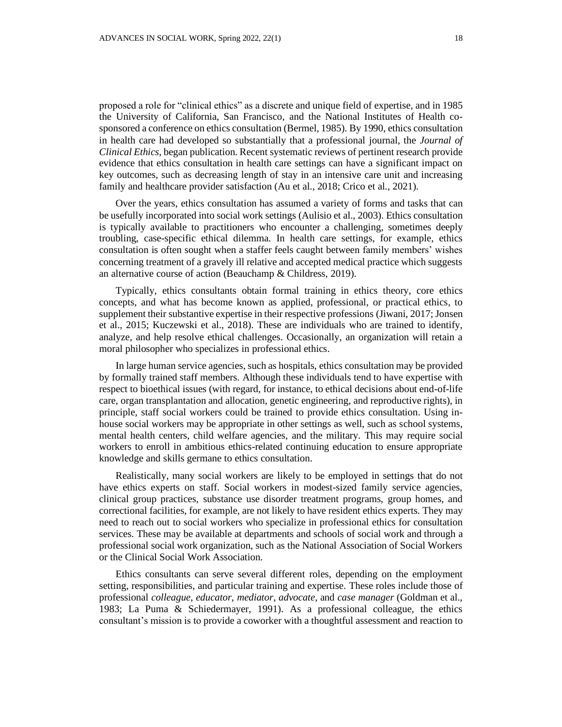proposed a role for "clinical ethics" as a discrete and unique field of expertise, and in 1985 the University of California, San Francisco, and the National Institutes of Health co-sponsored a conference on ethics consultation (Bermel, 1985). By 1990, ethics consultation in health care had developed so substantially that a professional journal, the *Journal of Clinical Ethics*, began publication. Recent systematic reviews of pertinent research provide evidence that ethics consultation in health care settings can have a significant impact on key outcomes, such as decreasing length of stay in an intensive care unit and increasing family and healthcare provider satisfaction (Au et al., 2018; Crico et al., 2021).

Over the years, ethics consultation has assumed a variety of forms and tasks that can be usefully incorporated into social work settings (Aulisio et al., 2003). Ethics consultation is typically available to practitioners who encounter a challenging, sometimes deeply troubling, case-specific ethical dilemma. In health care settings, for example, ethics consultation is often sought when a staffer feels caught between family members' wishes concerning treatment of a gravely ill relative and accepted medical practice which suggests an alternative course of action (Beauchamp & Childress, 2019).

Typically, ethics consultants obtain formal training in ethics theory, core ethics concepts, and what has become known as applied, professional, or practical ethics, to supplement their substantive expertise in their respective professions (Jiwani, 2017; Jonsen et al., 2015; Kuczewski et al., 2018). These are individuals who are trained to identify, analyze, and help resolve ethical challenges. Occasionally, an organization will retain a moral philosopher who specializes in professional ethics.

In large human service agencies, such as hospitals, ethics consultation may be provided by formally trained staff members. Although these individuals tend to have expertise with respect to bioethical issues (with regard, for instance, to ethical decisions about end-of-life care, organ transplantation and allocation, genetic engineering, and reproductive rights), in principle, staff social workers could be trained to provide ethics consultation. Using in-house social workers may be appropriate in other settings as well, such as school systems, mental health centers, child welfare agencies, and the military. This may require social workers to enroll in ambitious ethics-related continuing education to ensure appropriate knowledge and skills germane to ethics consultation.

Realistically, many social workers are likely to be employed in settings that do not have ethics experts on staff. Social workers in modest-sized family service agencies, clinical group practices, substance use disorder treatment programs, group homes, and correctional facilities, for example, are not likely to have resident ethics experts. They may need to reach out to social workers who specialize in professional ethics for consultation services. These may be available at departments and schools of social work and through a professional social work organization, such as the National Association of Social Workers or the Clinical Social Work Association.

Ethics consultants can serve several different roles, depending on the employment setting, responsibilities, and particular training and expertise. These roles include those of professional *colleague*, *educator*, *mediator*, *advocate*, and *case manager* (Goldman et al., 1983; La Puma & Schiedermayer, 1991). As a professional colleague, the ethics consultant's mission is to provide a coworker with a thoughtful assessment and reaction to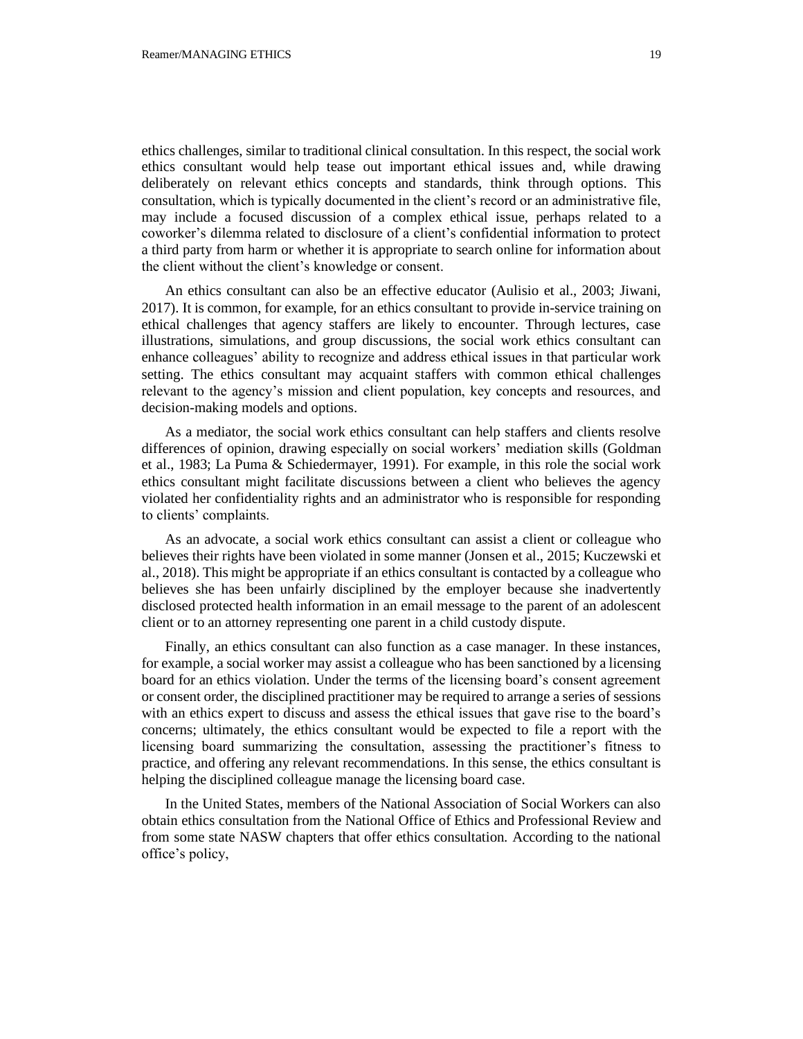ethics challenges, similar to traditional clinical consultation. In this respect, the social work ethics consultant would help tease out important ethical issues and, while drawing deliberately on relevant ethics concepts and standards, think through options. This consultation, which is typically documented in the client's record or an administrative file, may include a focused discussion of a complex ethical issue, perhaps related to a coworker's dilemma related to disclosure of a client's confidential information to protect a third party from harm or whether it is appropriate to search online for information about the client without the client's knowledge or consent.

An ethics consultant can also be an effective educator (Aulisio et al., 2003; Jiwani, 2017). It is common, for example, for an ethics consultant to provide in-service training on ethical challenges that agency staffers are likely to encounter. Through lectures, case illustrations, simulations, and group discussions, the social work ethics consultant can enhance colleagues' ability to recognize and address ethical issues in that particular work setting. The ethics consultant may acquaint staffers with common ethical challenges relevant to the agency's mission and client population, key concepts and resources, and decision-making models and options.

As a mediator, the social work ethics consultant can help staffers and clients resolve differences of opinion, drawing especially on social workers' mediation skills (Goldman et al., 1983; La Puma & Schiedermayer, 1991). For example, in this role the social work ethics consultant might facilitate discussions between a client who believes the agency violated her confidentiality rights and an administrator who is responsible for responding to clients' complaints.

As an advocate, a social work ethics consultant can assist a client or colleague who believes their rights have been violated in some manner (Jonsen et al., 2015; Kuczewski et al., 2018). This might be appropriate if an ethics consultant is contacted by a colleague who believes she has been unfairly disciplined by the employer because she inadvertently disclosed protected health information in an email message to the parent of an adolescent client or to an attorney representing one parent in a child custody dispute.

Finally, an ethics consultant can also function as a case manager. In these instances, for example, a social worker may assist a colleague who has been sanctioned by a licensing board for an ethics violation. Under the terms of the licensing board's consent agreement or consent order, the disciplined practitioner may be required to arrange a series of sessions with an ethics expert to discuss and assess the ethical issues that gave rise to the board's concerns; ultimately, the ethics consultant would be expected to file a report with the licensing board summarizing the consultation, assessing the practitioner's fitness to practice, and offering any relevant recommendations. In this sense, the ethics consultant is helping the disciplined colleague manage the licensing board case.

In the United States, members of the National Association of Social Workers can also obtain ethics consultation from the National Office of Ethics and Professional Review and from some state NASW chapters that offer ethics consultation. According to the national office's policy,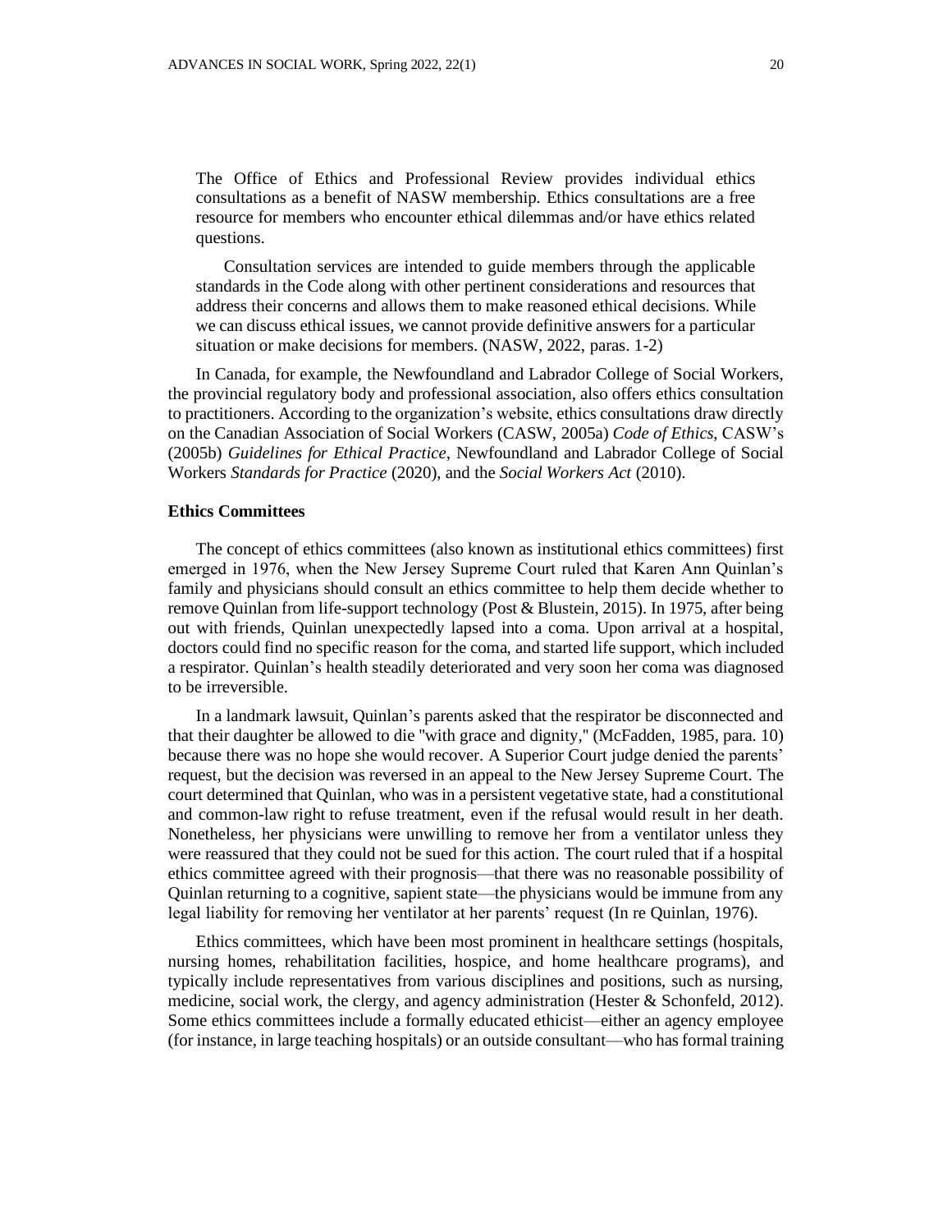> The Office of Ethics and Professional Review provides individual ethics consultations as a benefit of NASW membership. Ethics consultations are a free resource for members who encounter ethical dilemmas and/or have ethics related questions.
>
> Consultation services are intended to guide members through the applicable standards in the Code along with other pertinent considerations and resources that address their concerns and allows them to make reasoned ethical decisions. While we can discuss ethical issues, we cannot provide definitive answers for a particular situation or make decisions for members. (NASW, 2022, paras. 1-2)

In Canada, for example, the Newfoundland and Labrador College of Social Workers, the provincial regulatory body and professional association, also offers ethics consultation to practitioners. According to the organization's website, ethics consultations draw directly on the Canadian Association of Social Workers (CASW, 2005a) *Code of Ethics*, CASW's (2005b) *Guidelines for Ethical Practice*, Newfoundland and Labrador College of Social Workers *Standards for Practice* (2020), and the *Social Workers Act* (2010).

### Ethics Committees

The concept of ethics committees (also known as institutional ethics committees) first emerged in 1976, when the New Jersey Supreme Court ruled that Karen Ann Quinlan's family and physicians should consult an ethics committee to help them decide whether to remove Quinlan from life-support technology (Post & Blustein, 2015). In 1975, after being out with friends, Quinlan unexpectedly lapsed into a coma. Upon arrival at a hospital, doctors could find no specific reason for the coma, and started life support, which included a respirator. Quinlan's health steadily deteriorated and very soon her coma was diagnosed to be irreversible.

In a landmark lawsuit, Quinlan's parents asked that the respirator be disconnected and that their daughter be allowed to die "with grace and dignity," (McFadden, 1985, para. 10) because there was no hope she would recover. A Superior Court judge denied the parents' request, but the decision was reversed in an appeal to the New Jersey Supreme Court. The court determined that Quinlan, who was in a persistent vegetative state, had a constitutional and common-law right to refuse treatment, even if the refusal would result in her death. Nonetheless, her physicians were unwilling to remove her from a ventilator unless they were reassured that they could not be sued for this action. The court ruled that if a hospital ethics committee agreed with their prognosis—that there was no reasonable possibility of Quinlan returning to a cognitive, sapient state—the physicians would be immune from any legal liability for removing her ventilator at her parents' request (In re Quinlan, 1976).

Ethics committees, which have been most prominent in healthcare settings (hospitals, nursing homes, rehabilitation facilities, hospice, and home healthcare programs), and typically include representatives from various disciplines and positions, such as nursing, medicine, social work, the clergy, and agency administration (Hester & Schonfeld, 2012). Some ethics committees include a formally educated ethicist—either an agency employee (for instance, in large teaching hospitals) or an outside consultant—who has formal training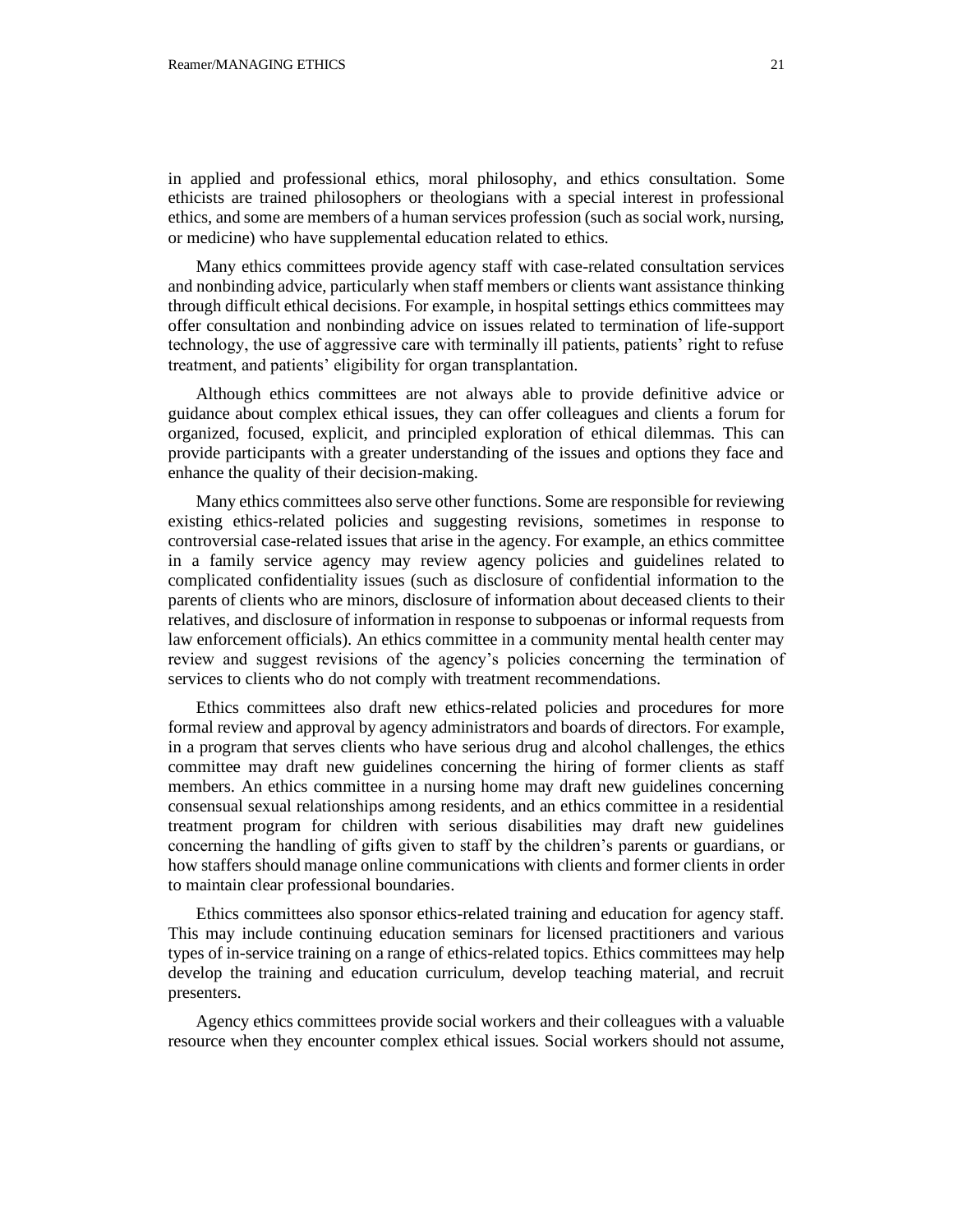in applied and professional ethics, moral philosophy, and ethics consultation. Some ethicists are trained philosophers or theologians with a special interest in professional ethics, and some are members of a human services profession (such as social work, nursing, or medicine) who have supplemental education related to ethics.

Many ethics committees provide agency staff with case-related consultation services and nonbinding advice, particularly when staff members or clients want assistance thinking through difficult ethical decisions. For example, in hospital settings ethics committees may offer consultation and nonbinding advice on issues related to termination of life-support technology, the use of aggressive care with terminally ill patients, patients' right to refuse treatment, and patients' eligibility for organ transplantation.

Although ethics committees are not always able to provide definitive advice or guidance about complex ethical issues, they can offer colleagues and clients a forum for organized, focused, explicit, and principled exploration of ethical dilemmas. This can provide participants with a greater understanding of the issues and options they face and enhance the quality of their decision-making.

Many ethics committees also serve other functions. Some are responsible for reviewing existing ethics-related policies and suggesting revisions, sometimes in response to controversial case-related issues that arise in the agency. For example, an ethics committee in a family service agency may review agency policies and guidelines related to complicated confidentiality issues (such as disclosure of confidential information to the parents of clients who are minors, disclosure of information about deceased clients to their relatives, and disclosure of information in response to subpoenas or informal requests from law enforcement officials). An ethics committee in a community mental health center may review and suggest revisions of the agency's policies concerning the termination of services to clients who do not comply with treatment recommendations.

Ethics committees also draft new ethics-related policies and procedures for more formal review and approval by agency administrators and boards of directors. For example, in a program that serves clients who have serious drug and alcohol challenges, the ethics committee may draft new guidelines concerning the hiring of former clients as staff members. An ethics committee in a nursing home may draft new guidelines concerning consensual sexual relationships among residents, and an ethics committee in a residential treatment program for children with serious disabilities may draft new guidelines concerning the handling of gifts given to staff by the children's parents or guardians, or how staffers should manage online communications with clients and former clients in order to maintain clear professional boundaries.

Ethics committees also sponsor ethics-related training and education for agency staff. This may include continuing education seminars for licensed practitioners and various types of in-service training on a range of ethics-related topics. Ethics committees may help develop the training and education curriculum, develop teaching material, and recruit presenters.

Agency ethics committees provide social workers and their colleagues with a valuable resource when they encounter complex ethical issues. Social workers should not assume,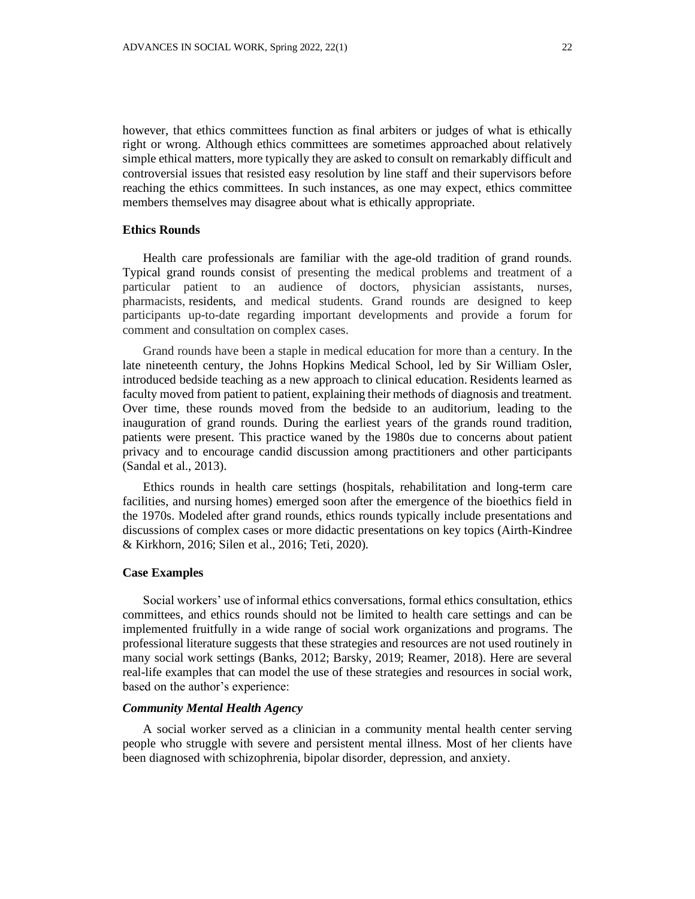however, that ethics committees function as final arbiters or judges of what is ethically right or wrong. Although ethics committees are sometimes approached about relatively simple ethical matters, more typically they are asked to consult on remarkably difficult and controversial issues that resisted easy resolution by line staff and their supervisors before reaching the ethics committees. In such instances, as one may expect, ethics committee members themselves may disagree about what is ethically appropriate.

### Ethics Rounds

Health care professionals are familiar with the age-old tradition of grand rounds. Typical grand rounds consist of presenting the medical problems and treatment of a particular patient to an audience of doctors, physician assistants, nurses, pharmacists, residents, and medical students. Grand rounds are designed to keep participants up-to-date regarding important developments and provide a forum for comment and consultation on complex cases.

Grand rounds have been a staple in medical education for more than a century. In the late nineteenth century, the Johns Hopkins Medical School, led by Sir William Osler, introduced bedside teaching as a new approach to clinical education. Residents learned as faculty moved from patient to patient, explaining their methods of diagnosis and treatment. Over time, these rounds moved from the bedside to an auditorium, leading to the inauguration of grand rounds. During the earliest years of the grands round tradition, patients were present. This practice waned by the 1980s due to concerns about patient privacy and to encourage candid discussion among practitioners and other participants (Sandal et al., 2013).

Ethics rounds in health care settings (hospitals, rehabilitation and long-term care facilities, and nursing homes) emerged soon after the emergence of the bioethics field in the 1970s. Modeled after grand rounds, ethics rounds typically include presentations and discussions of complex cases or more didactic presentations on key topics (Airth-Kindree & Kirkhorn, 2016; Silen et al., 2016; Teti, 2020).

### Case Examples

Social workers' use of informal ethics conversations, formal ethics consultation, ethics committees, and ethics rounds should not be limited to health care settings and can be implemented fruitfully in a wide range of social work organizations and programs. The professional literature suggests that these strategies and resources are not used routinely in many social work settings (Banks, 2012; Barsky, 2019; Reamer, 2018). Here are several real-life examples that can model the use of these strategies and resources in social work, based on the author's experience:

#### *Community Mental Health Agency*

A social worker served as a clinician in a community mental health center serving people who struggle with severe and persistent mental illness. Most of her clients have been diagnosed with schizophrenia, bipolar disorder, depression, and anxiety.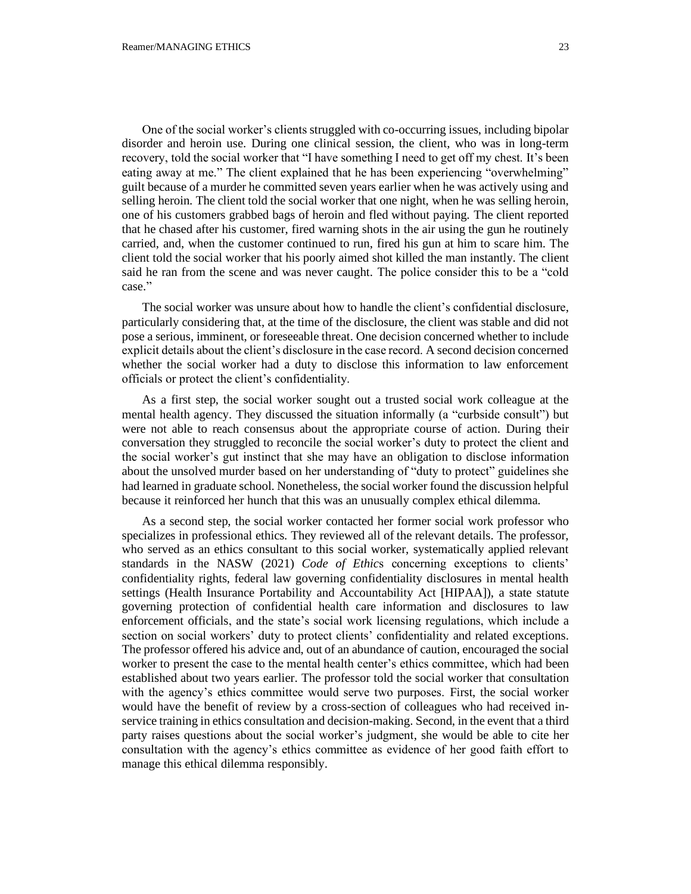One of the social worker's clients struggled with co-occurring issues, including bipolar disorder and heroin use. During one clinical session, the client, who was in long-term recovery, told the social worker that "I have something I need to get off my chest. It's been eating away at me." The client explained that he has been experiencing "overwhelming" guilt because of a murder he committed seven years earlier when he was actively using and selling heroin. The client told the social worker that one night, when he was selling heroin, one of his customers grabbed bags of heroin and fled without paying. The client reported that he chased after his customer, fired warning shots in the air using the gun he routinely carried, and, when the customer continued to run, fired his gun at him to scare him. The client told the social worker that his poorly aimed shot killed the man instantly. The client said he ran from the scene and was never caught. The police consider this to be a "cold case."

The social worker was unsure about how to handle the client's confidential disclosure, particularly considering that, at the time of the disclosure, the client was stable and did not pose a serious, imminent, or foreseeable threat. One decision concerned whether to include explicit details about the client's disclosure in the case record. A second decision concerned whether the social worker had a duty to disclose this information to law enforcement officials or protect the client's confidentiality.

As a first step, the social worker sought out a trusted social work colleague at the mental health agency. They discussed the situation informally (a "curbside consult") but were not able to reach consensus about the appropriate course of action. During their conversation they struggled to reconcile the social worker's duty to protect the client and the social worker's gut instinct that she may have an obligation to disclose information about the unsolved murder based on her understanding of "duty to protect" guidelines she had learned in graduate school. Nonetheless, the social worker found the discussion helpful because it reinforced her hunch that this was an unusually complex ethical dilemma.

As a second step, the social worker contacted her former social work professor who specializes in professional ethics. They reviewed all of the relevant details. The professor, who served as an ethics consultant to this social worker, systematically applied relevant standards in the NASW (2021) *Code of Ethics* concerning exceptions to clients' confidentiality rights, federal law governing confidentiality disclosures in mental health settings (Health Insurance Portability and Accountability Act [HIPAA]), a state statute governing protection of confidential health care information and disclosures to law enforcement officials, and the state's social work licensing regulations, which include a section on social workers' duty to protect clients' confidentiality and related exceptions. The professor offered his advice and, out of an abundance of caution, encouraged the social worker to present the case to the mental health center's ethics committee, which had been established about two years earlier. The professor told the social worker that consultation with the agency's ethics committee would serve two purposes. First, the social worker would have the benefit of review by a cross-section of colleagues who had received in-service training in ethics consultation and decision-making. Second, in the event that a third party raises questions about the social worker's judgment, she would be able to cite her consultation with the agency's ethics committee as evidence of her good faith effort to manage this ethical dilemma responsibly.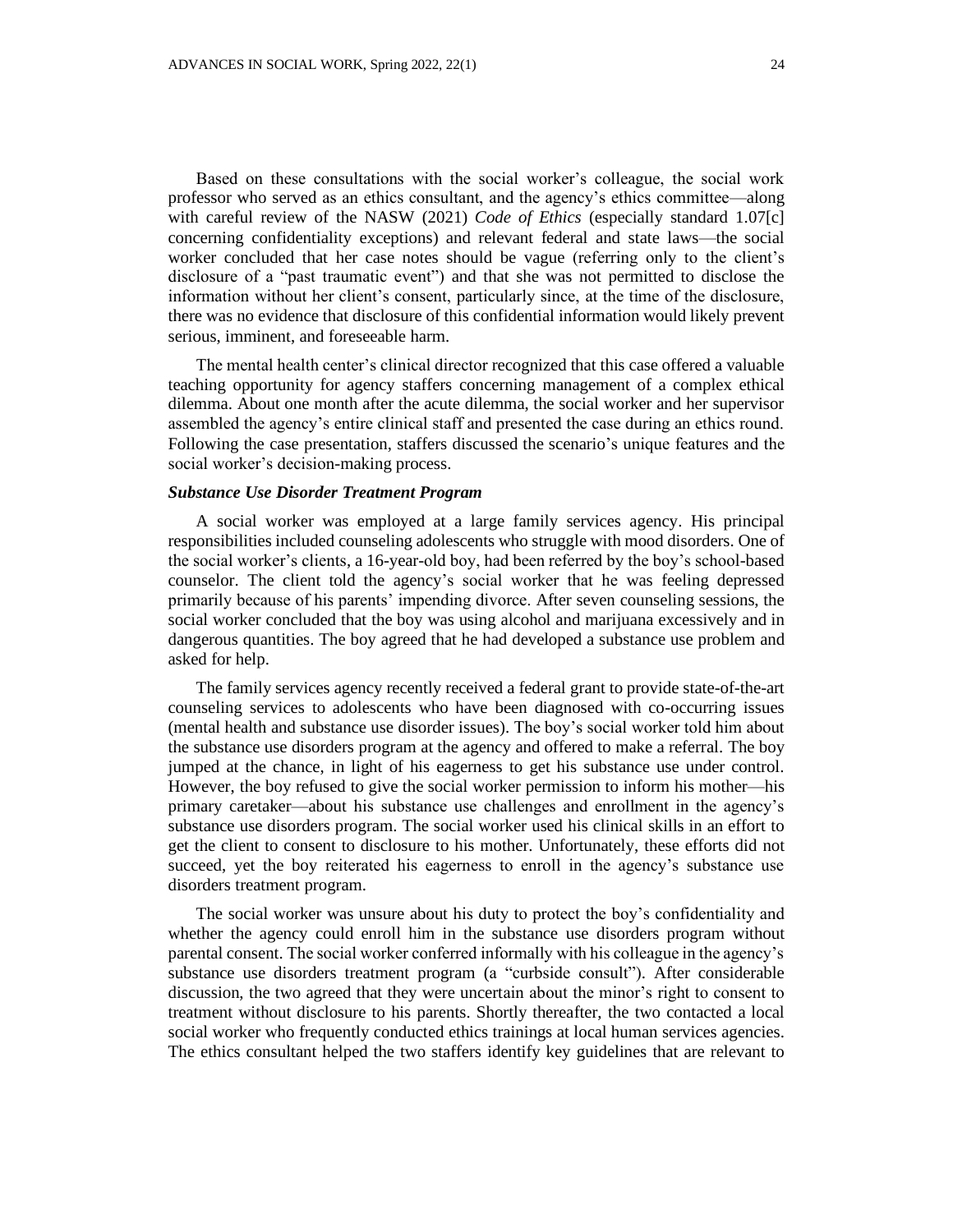Based on these consultations with the social worker's colleague, the social work professor who served as an ethics consultant, and the agency's ethics committee—along with careful review of the NASW (2021) *Code of Ethics* (especially standard 1.07[c] concerning confidentiality exceptions) and relevant federal and state laws—the social worker concluded that her case notes should be vague (referring only to the client's disclosure of a "past traumatic event") and that she was not permitted to disclose the information without her client's consent, particularly since, at the time of the disclosure, there was no evidence that disclosure of this confidential information would likely prevent serious, imminent, and foreseeable harm.

The mental health center's clinical director recognized that this case offered a valuable teaching opportunity for agency staffers concerning management of a complex ethical dilemma. About one month after the acute dilemma, the social worker and her supervisor assembled the agency's entire clinical staff and presented the case during an ethics round. Following the case presentation, staffers discussed the scenario's unique features and the social worker's decision-making process.

***Substance Use Disorder Treatment Program***

A social worker was employed at a large family services agency. His principal responsibilities included counseling adolescents who struggle with mood disorders. One of the social worker's clients, a 16-year-old boy, had been referred by the boy's school-based counselor. The client told the agency's social worker that he was feeling depressed primarily because of his parents' impending divorce. After seven counseling sessions, the social worker concluded that the boy was using alcohol and marijuana excessively and in dangerous quantities. The boy agreed that he had developed a substance use problem and asked for help.

The family services agency recently received a federal grant to provide state-of-the-art counseling services to adolescents who have been diagnosed with co-occurring issues (mental health and substance use disorder issues). The boy's social worker told him about the substance use disorders program at the agency and offered to make a referral. The boy jumped at the chance, in light of his eagerness to get his substance use under control. However, the boy refused to give the social worker permission to inform his mother—his primary caretaker—about his substance use challenges and enrollment in the agency's substance use disorders program. The social worker used his clinical skills in an effort to get the client to consent to disclosure to his mother. Unfortunately, these efforts did not succeed, yet the boy reiterated his eagerness to enroll in the agency's substance use disorders treatment program.

The social worker was unsure about his duty to protect the boy's confidentiality and whether the agency could enroll him in the substance use disorders program without parental consent. The social worker conferred informally with his colleague in the agency's substance use disorders treatment program (a "curbside consult"). After considerable discussion, the two agreed that they were uncertain about the minor's right to consent to treatment without disclosure to his parents. Shortly thereafter, the two contacted a local social worker who frequently conducted ethics trainings at local human services agencies. The ethics consultant helped the two staffers identify key guidelines that are relevant to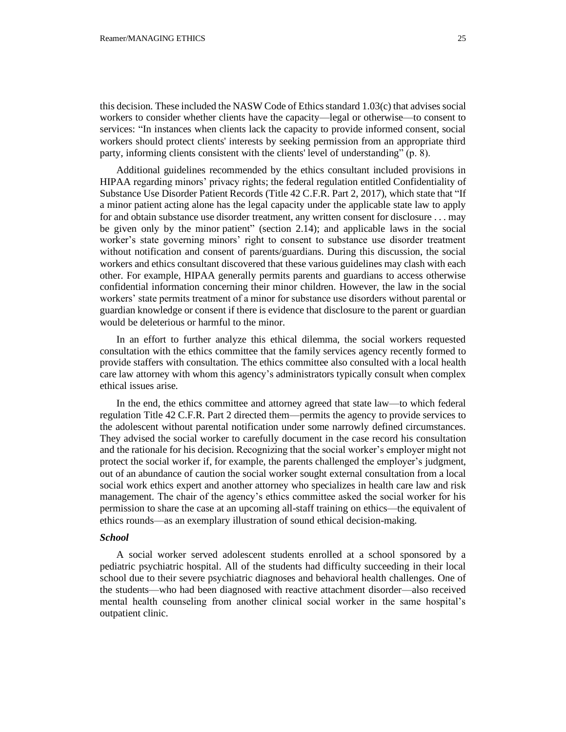this decision. These included the NASW Code of Ethics standard 1.03(c) that advises social workers to consider whether clients have the capacity—legal or otherwise—to consent to services: "In instances when clients lack the capacity to provide informed consent, social workers should protect clients' interests by seeking permission from an appropriate third party, informing clients consistent with the clients' level of understanding" (p. 8).

Additional guidelines recommended by the ethics consultant included provisions in HIPAA regarding minors' privacy rights; the federal regulation entitled Confidentiality of Substance Use Disorder Patient Records (Title 42 C.F.R. Part 2, 2017), which state that "If a minor patient acting alone has the legal capacity under the applicable state law to apply for and obtain substance use disorder treatment, any written consent for disclosure . . . may be given only by the minor patient" (section 2.14); and applicable laws in the social worker's state governing minors' right to consent to substance use disorder treatment without notification and consent of parents/guardians. During this discussion, the social workers and ethics consultant discovered that these various guidelines may clash with each other. For example, HIPAA generally permits parents and guardians to access otherwise confidential information concerning their minor children. However, the law in the social workers' state permits treatment of a minor for substance use disorders without parental or guardian knowledge or consent if there is evidence that disclosure to the parent or guardian would be deleterious or harmful to the minor.

In an effort to further analyze this ethical dilemma, the social workers requested consultation with the ethics committee that the family services agency recently formed to provide staffers with consultation. The ethics committee also consulted with a local health care law attorney with whom this agency's administrators typically consult when complex ethical issues arise.

In the end, the ethics committee and attorney agreed that state law—to which federal regulation Title 42 C.F.R. Part 2 directed them—permits the agency to provide services to the adolescent without parental notification under some narrowly defined circumstances. They advised the social worker to carefully document in the case record his consultation and the rationale for his decision. Recognizing that the social worker's employer might not protect the social worker if, for example, the parents challenged the employer's judgment, out of an abundance of caution the social worker sought external consultation from a local social work ethics expert and another attorney who specializes in health care law and risk management. The chair of the agency's ethics committee asked the social worker for his permission to share the case at an upcoming all-staff training on ethics—the equivalent of ethics rounds—as an exemplary illustration of sound ethical decision-making.

***School***

A social worker served adolescent students enrolled at a school sponsored by a pediatric psychiatric hospital. All of the students had difficulty succeeding in their local school due to their severe psychiatric diagnoses and behavioral health challenges. One of the students—who had been diagnosed with reactive attachment disorder—also received mental health counseling from another clinical social worker in the same hospital's outpatient clinic.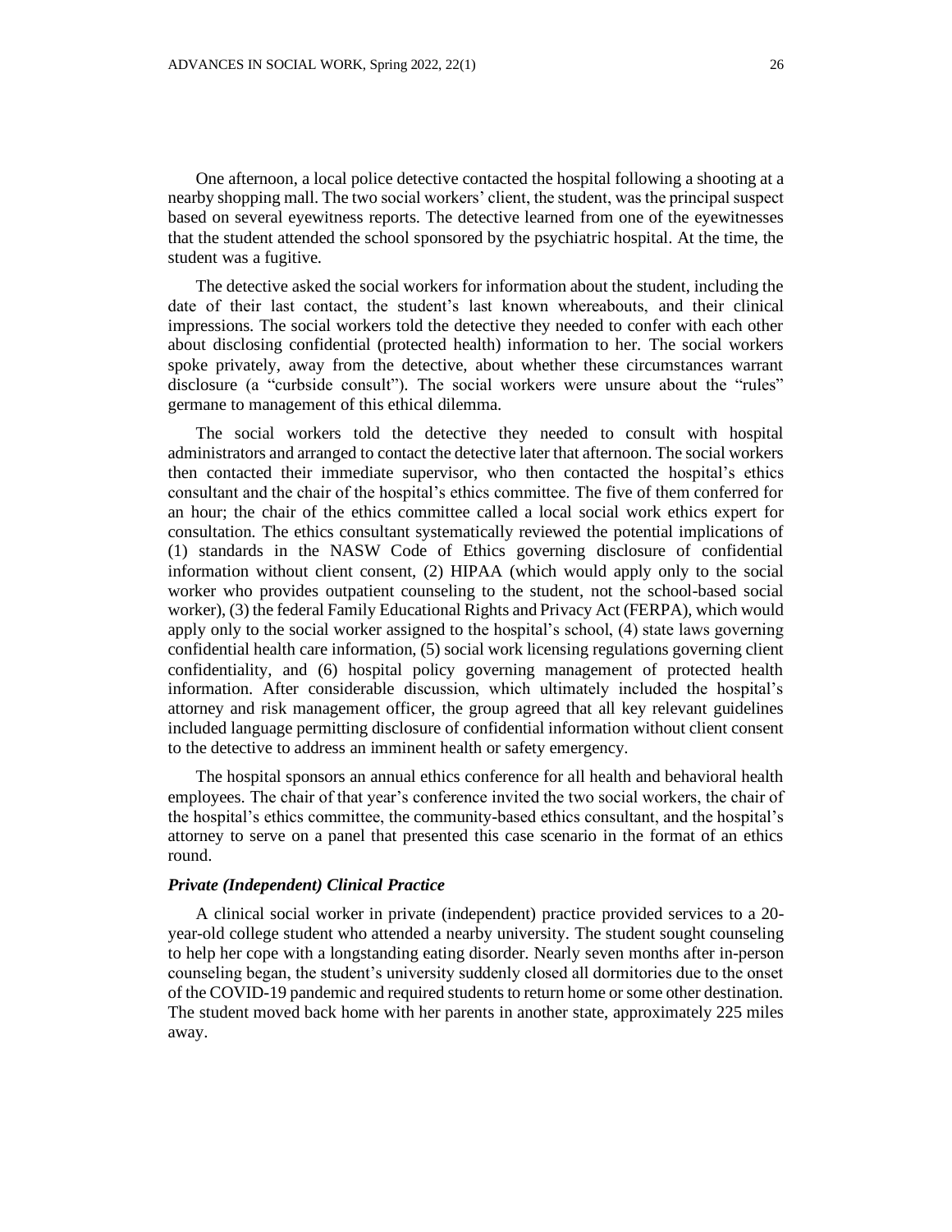One afternoon, a local police detective contacted the hospital following a shooting at a nearby shopping mall. The two social workers' client, the student, was the principal suspect based on several eyewitness reports. The detective learned from one of the eyewitnesses that the student attended the school sponsored by the psychiatric hospital. At the time, the student was a fugitive.

The detective asked the social workers for information about the student, including the date of their last contact, the student's last known whereabouts, and their clinical impressions. The social workers told the detective they needed to confer with each other about disclosing confidential (protected health) information to her. The social workers spoke privately, away from the detective, about whether these circumstances warrant disclosure (a "curbside consult"). The social workers were unsure about the "rules" germane to management of this ethical dilemma.

The social workers told the detective they needed to consult with hospital administrators and arranged to contact the detective later that afternoon. The social workers then contacted their immediate supervisor, who then contacted the hospital's ethics consultant and the chair of the hospital's ethics committee. The five of them conferred for an hour; the chair of the ethics committee called a local social work ethics expert for consultation. The ethics consultant systematically reviewed the potential implications of (1) standards in the NASW Code of Ethics governing disclosure of confidential information without client consent, (2) HIPAA (which would apply only to the social worker who provides outpatient counseling to the student, not the school-based social worker), (3) the federal Family Educational Rights and Privacy Act (FERPA), which would apply only to the social worker assigned to the hospital's school, (4) state laws governing confidential health care information, (5) social work licensing regulations governing client confidentiality, and (6) hospital policy governing management of protected health information. After considerable discussion, which ultimately included the hospital's attorney and risk management officer, the group agreed that all key relevant guidelines included language permitting disclosure of confidential information without client consent to the detective to address an imminent health or safety emergency.

The hospital sponsors an annual ethics conference for all health and behavioral health employees. The chair of that year's conference invited the two social workers, the chair of the hospital's ethics committee, the community-based ethics consultant, and the hospital's attorney to serve on a panel that presented this case scenario in the format of an ethics round.

### *Private (Independent) Clinical Practice*

A clinical social worker in private (independent) practice provided services to a 20-year-old college student who attended a nearby university. The student sought counseling to help her cope with a longstanding eating disorder. Nearly seven months after in-person counseling began, the student's university suddenly closed all dormitories due to the onset of the COVID-19 pandemic and required students to return home or some other destination. The student moved back home with her parents in another state, approximately 225 miles away.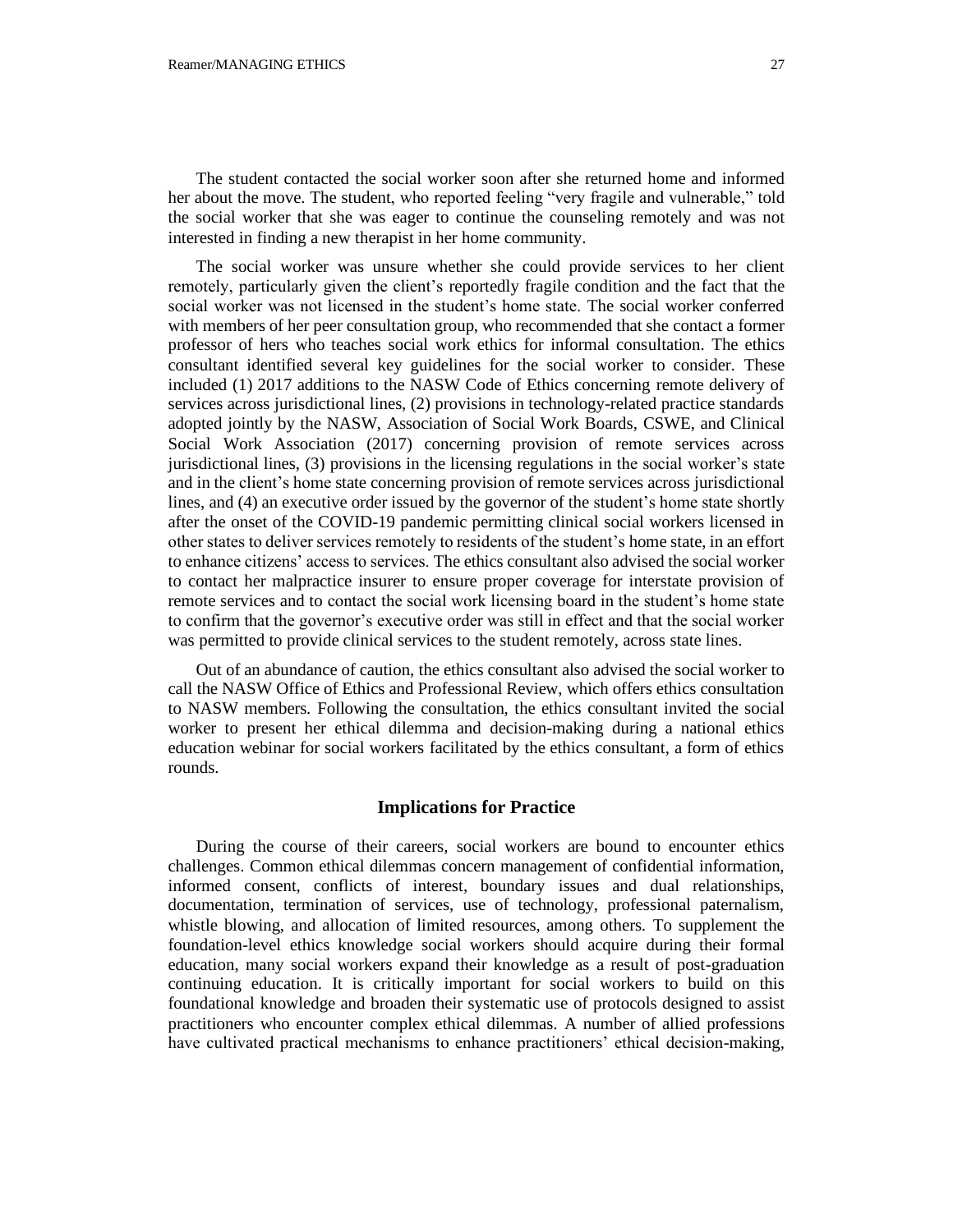The student contacted the social worker soon after she returned home and informed her about the move. The student, who reported feeling "very fragile and vulnerable," told the social worker that she was eager to continue the counseling remotely and was not interested in finding a new therapist in her home community.

The social worker was unsure whether she could provide services to her client remotely, particularly given the client's reportedly fragile condition and the fact that the social worker was not licensed in the student's home state. The social worker conferred with members of her peer consultation group, who recommended that she contact a former professor of hers who teaches social work ethics for informal consultation. The ethics consultant identified several key guidelines for the social worker to consider. These included (1) 2017 additions to the NASW Code of Ethics concerning remote delivery of services across jurisdictional lines, (2) provisions in technology-related practice standards adopted jointly by the NASW, Association of Social Work Boards, CSWE, and Clinical Social Work Association (2017) concerning provision of remote services across jurisdictional lines, (3) provisions in the licensing regulations in the social worker's state and in the client's home state concerning provision of remote services across jurisdictional lines, and (4) an executive order issued by the governor of the student's home state shortly after the onset of the COVID-19 pandemic permitting clinical social workers licensed in other states to deliver services remotely to residents of the student's home state, in an effort to enhance citizens' access to services. The ethics consultant also advised the social worker to contact her malpractice insurer to ensure proper coverage for interstate provision of remote services and to contact the social work licensing board in the student's home state to confirm that the governor's executive order was still in effect and that the social worker was permitted to provide clinical services to the student remotely, across state lines.

Out of an abundance of caution, the ethics consultant also advised the social worker to call the NASW Office of Ethics and Professional Review, which offers ethics consultation to NASW members. Following the consultation, the ethics consultant invited the social worker to present her ethical dilemma and decision-making during a national ethics education webinar for social workers facilitated by the ethics consultant, a form of ethics rounds.

## Implications for Practice

During the course of their careers, social workers are bound to encounter ethics challenges. Common ethical dilemmas concern management of confidential information, informed consent, conflicts of interest, boundary issues and dual relationships, documentation, termination of services, use of technology, professional paternalism, whistle blowing, and allocation of limited resources, among others. To supplement the foundation-level ethics knowledge social workers should acquire during their formal education, many social workers expand their knowledge as a result of post-graduation continuing education. It is critically important for social workers to build on this foundational knowledge and broaden their systematic use of protocols designed to assist practitioners who encounter complex ethical dilemmas. A number of allied professions have cultivated practical mechanisms to enhance practitioners' ethical decision-making,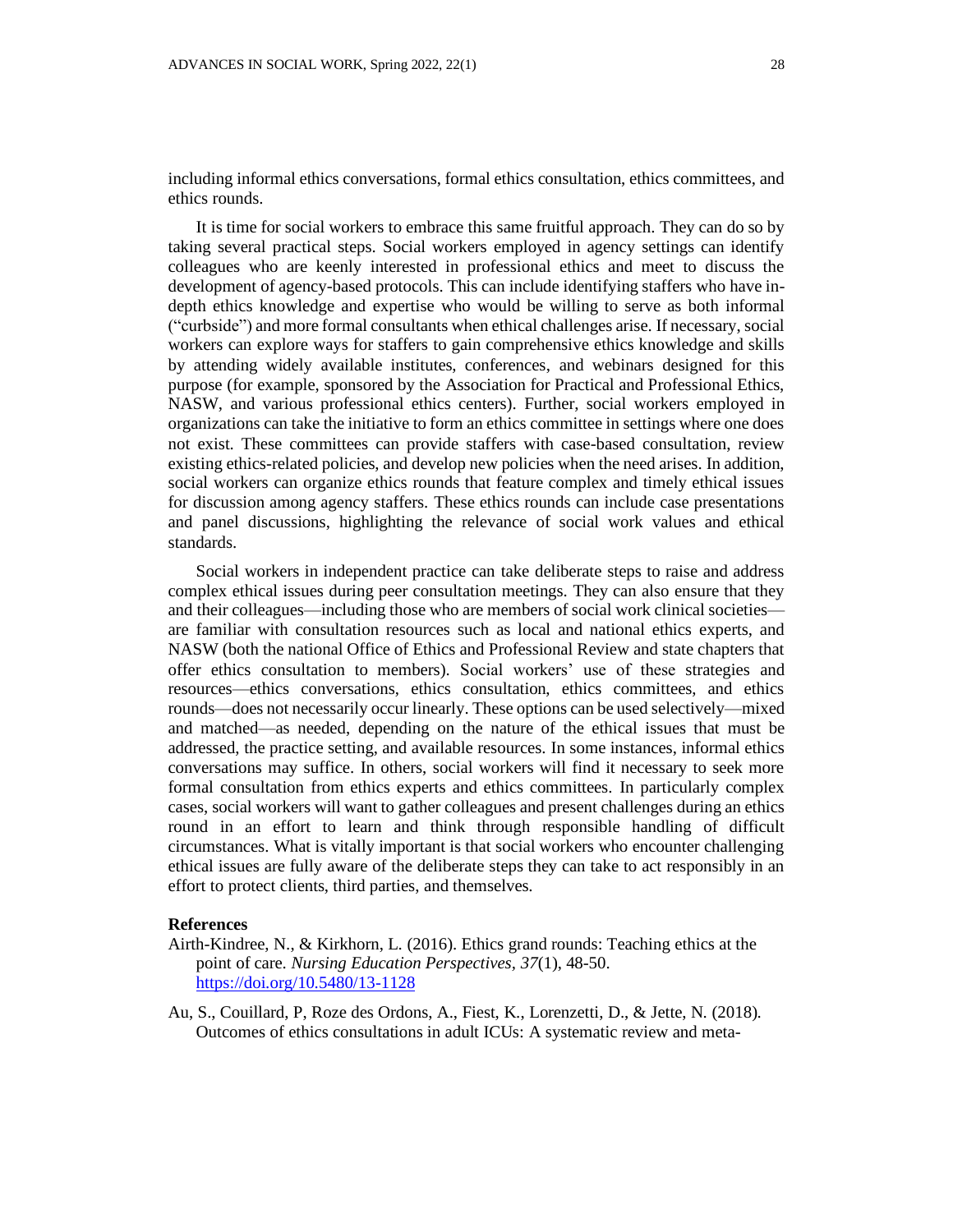including informal ethics conversations, formal ethics consultation, ethics committees, and ethics rounds.

It is time for social workers to embrace this same fruitful approach. They can do so by taking several practical steps. Social workers employed in agency settings can identify colleagues who are keenly interested in professional ethics and meet to discuss the development of agency-based protocols. This can include identifying staffers who have in-depth ethics knowledge and expertise who would be willing to serve as both informal ("curbside") and more formal consultants when ethical challenges arise. If necessary, social workers can explore ways for staffers to gain comprehensive ethics knowledge and skills by attending widely available institutes, conferences, and webinars designed for this purpose (for example, sponsored by the Association for Practical and Professional Ethics, NASW, and various professional ethics centers). Further, social workers employed in organizations can take the initiative to form an ethics committee in settings where one does not exist. These committees can provide staffers with case-based consultation, review existing ethics-related policies, and develop new policies when the need arises. In addition, social workers can organize ethics rounds that feature complex and timely ethical issues for discussion among agency staffers. These ethics rounds can include case presentations and panel discussions, highlighting the relevance of social work values and ethical standards.

Social workers in independent practice can take deliberate steps to raise and address complex ethical issues during peer consultation meetings. They can also ensure that they and their colleagues—including those who are members of social work clinical societies—are familiar with consultation resources such as local and national ethics experts, and NASW (both the national Office of Ethics and Professional Review and state chapters that offer ethics consultation to members). Social workers' use of these strategies and resources—ethics conversations, ethics consultation, ethics committees, and ethics rounds—does not necessarily occur linearly. These options can be used selectively—mixed and matched—as needed, depending on the nature of the ethical issues that must be addressed, the practice setting, and available resources. In some instances, informal ethics conversations may suffice. In others, social workers will find it necessary to seek more formal consultation from ethics experts and ethics committees. In particularly complex cases, social workers will want to gather colleagues and present challenges during an ethics round in an effort to learn and think through responsible handling of difficult circumstances. What is vitally important is that social workers who encounter challenging ethical issues are fully aware of the deliberate steps they can take to act responsibly in an effort to protect clients, third parties, and themselves.

## References

Airth-Kindree, N., & Kirkhorn, L. (2016). Ethics grand rounds: Teaching ethics at the point of care. *Nursing Education Perspectives, 37*(1), 48-50. https://doi.org/10.5480/13-1128

Au, S., Couillard, P, Roze des Ordons, A., Fiest, K., Lorenzetti, D., & Jette, N. (2018). Outcomes of ethics consultations in adult ICUs: A systematic review and meta-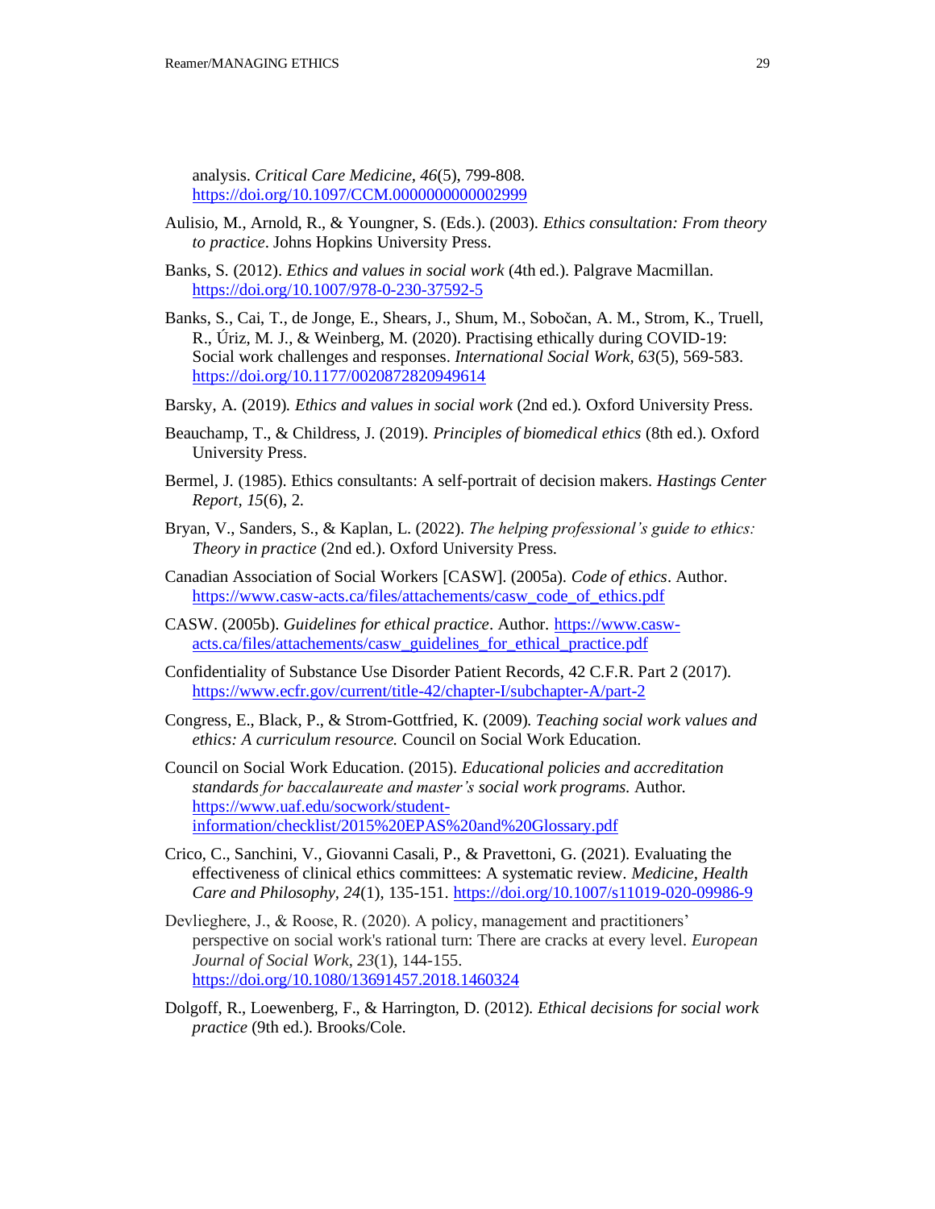analysis. *Critical Care Medicine*, *46*(5), 799-808. https://doi.org/10.1097/CCM.0000000000002999

Aulisio, M., Arnold, R., & Youngner, S. (Eds.). (2003). *Ethics consultation: From theory to practice*. Johns Hopkins University Press.

Banks, S. (2012). *Ethics and values in social work* (4th ed.). Palgrave Macmillan. https://doi.org/10.1007/978-0-230-37592-5

Banks, S., Cai, T., de Jonge, E., Shears, J., Shum, M., Sobočan, A. M., Strom, K., Truell, R., Úriz, M. J., & Weinberg, M. (2020). Practising ethically during COVID-19: Social work challenges and responses. *International Social Work, 63*(5), 569-583. https://doi.org/10.1177/0020872820949614

Barsky, A. (2019). *Ethics and values in social work* (2nd ed.). Oxford University Press.

Beauchamp, T., & Childress, J. (2019). *Principles of biomedical ethics* (8th ed.). Oxford University Press.

Bermel, J. (1985). Ethics consultants: A self-portrait of decision makers. *Hastings Center Report*, *15*(6), 2.

Bryan, V., Sanders, S., & Kaplan, L. (2022). *The helping professional's guide to ethics: Theory in practice* (2nd ed.). Oxford University Press.

Canadian Association of Social Workers [CASW]. (2005a). *Code of ethics*. Author. https://www.casw-acts.ca/files/attachements/casw_code_of_ethics.pdf

CASW. (2005b). *Guidelines for ethical practice*. Author. https://www.casw-acts.ca/files/attachements/casw_guidelines_for_ethical_practice.pdf

Confidentiality of Substance Use Disorder Patient Records, 42 C.F.R. Part 2 (2017). https://www.ecfr.gov/current/title-42/chapter-I/subchapter-A/part-2

Congress, E., Black, P., & Strom-Gottfried, K. (2009). *Teaching social work values and ethics: A curriculum resource.* Council on Social Work Education.

Council on Social Work Education. (2015). *Educational policies and accreditation standards for baccalaureate and master's social work programs.* Author. https://www.uaf.edu/socwork/student-information/checklist/2015%20EPAS%20and%20Glossary.pdf

Crico, C., Sanchini, V., Giovanni Casali, P., & Pravettoni, G. (2021). Evaluating the effectiveness of clinical ethics committees: A systematic review. *Medicine, Health Care and Philosophy*, *24*(1), 135-151. https://doi.org/10.1007/s11019-020-09986-9

Devlieghere, J., & Roose, R. (2020). A policy, management and practitioners' perspective on social work's rational turn: There are cracks at every level. *European Journal of Social Work*, *23*(1), 144-155. https://doi.org/10.1080/13691457.2018.1460324

Dolgoff, R., Loewenberg, F., & Harrington, D. (2012). *Ethical decisions for social work practice* (9th ed.). Brooks/Cole.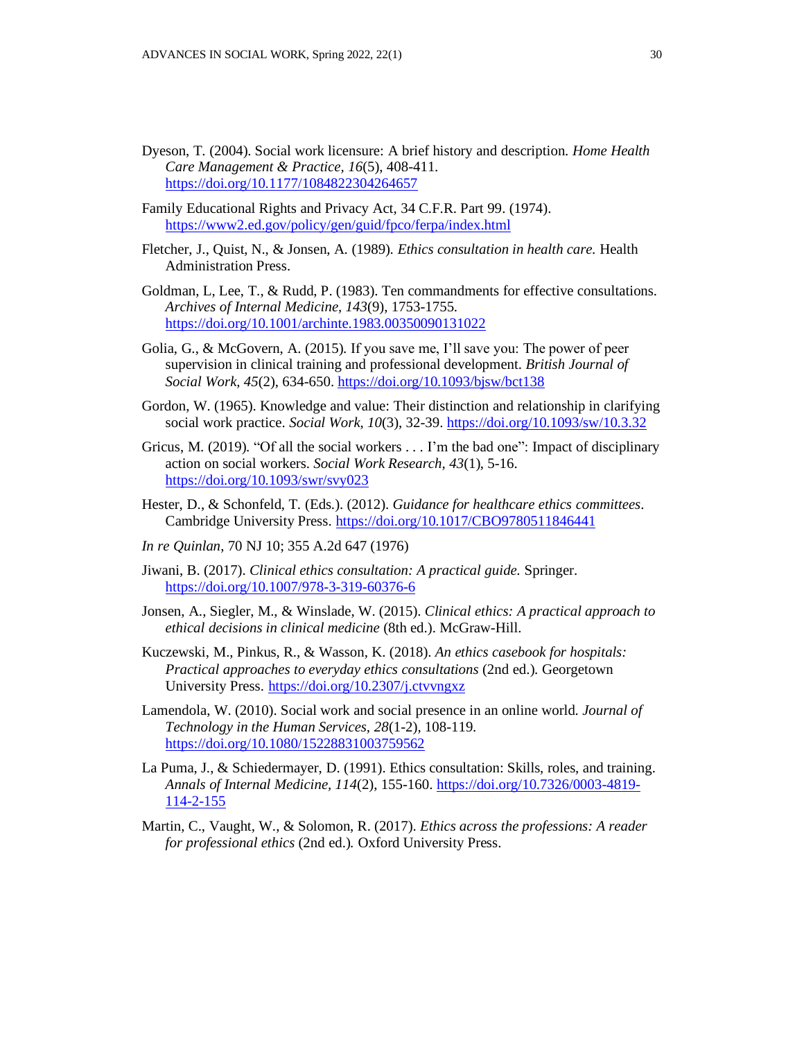Dyeson, T. (2004). Social work licensure: A brief history and description. *Home Health Care Management & Practice, 16*(5), 408-411. https://doi.org/10.1177/1084822304264657

Family Educational Rights and Privacy Act, 34 C.F.R. Part 99. (1974). https://www2.ed.gov/policy/gen/guid/fpco/ferpa/index.html

Fletcher, J., Quist, N., & Jonsen, A. (1989). *Ethics consultation in health care.* Health Administration Press.

Goldman, L, Lee, T., & Rudd, P. (1983). Ten commandments for effective consultations. *Archives of Internal Medicine, 143*(9), 1753-1755. https://doi.org/10.1001/archinte.1983.00350090131022

Golia, G., & McGovern, A. (2015). If you save me, I'll save you: The power of peer supervision in clinical training and professional development. *British Journal of Social Work, 45*(2), 634-650. https://doi.org/10.1093/bjsw/bct138

Gordon, W. (1965). Knowledge and value: Their distinction and relationship in clarifying social work practice. *Social Work, 10*(3), 32-39. https://doi.org/10.1093/sw/10.3.32

Gricus, M. (2019). "Of all the social workers . . . I'm the bad one": Impact of disciplinary action on social workers. *Social Work Research, 43*(1), 5-16. https://doi.org/10.1093/swr/svy023

Hester, D., & Schonfeld, T. (Eds.). (2012). *Guidance for healthcare ethics committees*. Cambridge University Press. https://doi.org/10.1017/CBO9780511846441

*In re Quinlan*, 70 NJ 10; 355 A.2d 647 (1976)

Jiwani, B. (2017). *Clinical ethics consultation: A practical guide.* Springer. https://doi.org/10.1007/978-3-319-60376-6

Jonsen, A., Siegler, M., & Winslade, W. (2015). *Clinical ethics: A practical approach to ethical decisions in clinical medicine* (8th ed.). McGraw-Hill.

Kuczewski, M., Pinkus, R., & Wasson, K. (2018). *An ethics casebook for hospitals: Practical approaches to everyday ethics consultations* (2nd ed.). Georgetown University Press. https://doi.org/10.2307/j.ctvvngxz

Lamendola, W. (2010). Social work and social presence in an online world. *Journal of Technology in the Human Services, 28*(1-2), 108-119. https://doi.org/10.1080/15228831003759562

La Puma, J., & Schiedermayer, D. (1991). Ethics consultation: Skills, roles, and training. *Annals of Internal Medicine, 114*(2), 155-160. https://doi.org/10.7326/0003-4819-114-2-155

Martin, C., Vaught, W., & Solomon, R. (2017). *Ethics across the professions: A reader for professional ethics* (2nd ed.). Oxford University Press.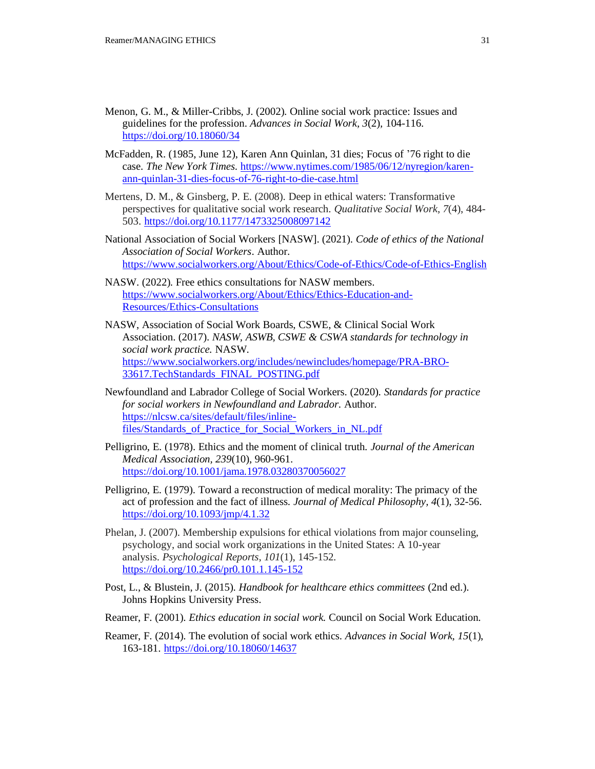Menon, G. M., & Miller-Cribbs, J. (2002). Online social work practice: Issues and guidelines for the profession. *Advances in Social Work, 3*(2), 104-116. https://doi.org/10.18060/34

McFadden, R. (1985, June 12), Karen Ann Quinlan, 31 dies; Focus of '76 right to die case. *The New York Times.* https://www.nytimes.com/1985/06/12/nyregion/karen-ann-quinlan-31-dies-focus-of-76-right-to-die-case.html

Mertens, D. M., & Ginsberg, P. E. (2008). Deep in ethical waters: Transformative perspectives for qualitative social work research. *Qualitative Social Work*, *7*(4), 484-503. https://doi.org/10.1177/1473325008097142

National Association of Social Workers [NASW]. (2021). *Code of ethics of the National Association of Social Workers*. Author. https://www.socialworkers.org/About/Ethics/Code-of-Ethics/Code-of-Ethics-English

NASW. (2022). Free ethics consultations for NASW members. https://www.socialworkers.org/About/Ethics/Ethics-Education-and-Resources/Ethics-Consultations

NASW, Association of Social Work Boards, CSWE, & Clinical Social Work Association. (2017). *NASW, ASWB, CSWE & CSWA standards for technology in social work practice.* NASW. https://www.socialworkers.org/includes/newincludes/homepage/PRA-BRO-33617.TechStandards_FINAL_POSTING.pdf

Newfoundland and Labrador College of Social Workers. (2020). *Standards for practice for social workers in Newfoundland and Labrador.* Author. https://nlcsw.ca/sites/default/files/inline-files/Standards_of_Practice_for_Social_Workers_in_NL.pdf

Pelligrino, E. (1978). Ethics and the moment of clinical truth. *Journal of the American Medical Association, 239*(10), 960-961. https://doi.org/10.1001/jama.1978.03280370056027

Pelligrino, E. (1979). Toward a reconstruction of medical morality: The primacy of the act of profession and the fact of illness. *Journal of Medical Philosophy, 4*(1), 32-56. https://doi.org/10.1093/jmp/4.1.32

Phelan, J. (2007). Membership expulsions for ethical violations from major counseling, psychology, and social work organizations in the United States: A 10-year analysis. *Psychological Reports*, *101*(1), 145-152. https://doi.org/10.2466/pr0.101.1.145-152

Post, L., & Blustein, J. (2015). *Handbook for healthcare ethics committees* (2nd ed.). Johns Hopkins University Press.

Reamer, F. (2001). *Ethics education in social work.* Council on Social Work Education.

Reamer, F. (2014). The evolution of social work ethics. *Advances in Social Work, 15*(1), 163-181. https://doi.org/10.18060/14637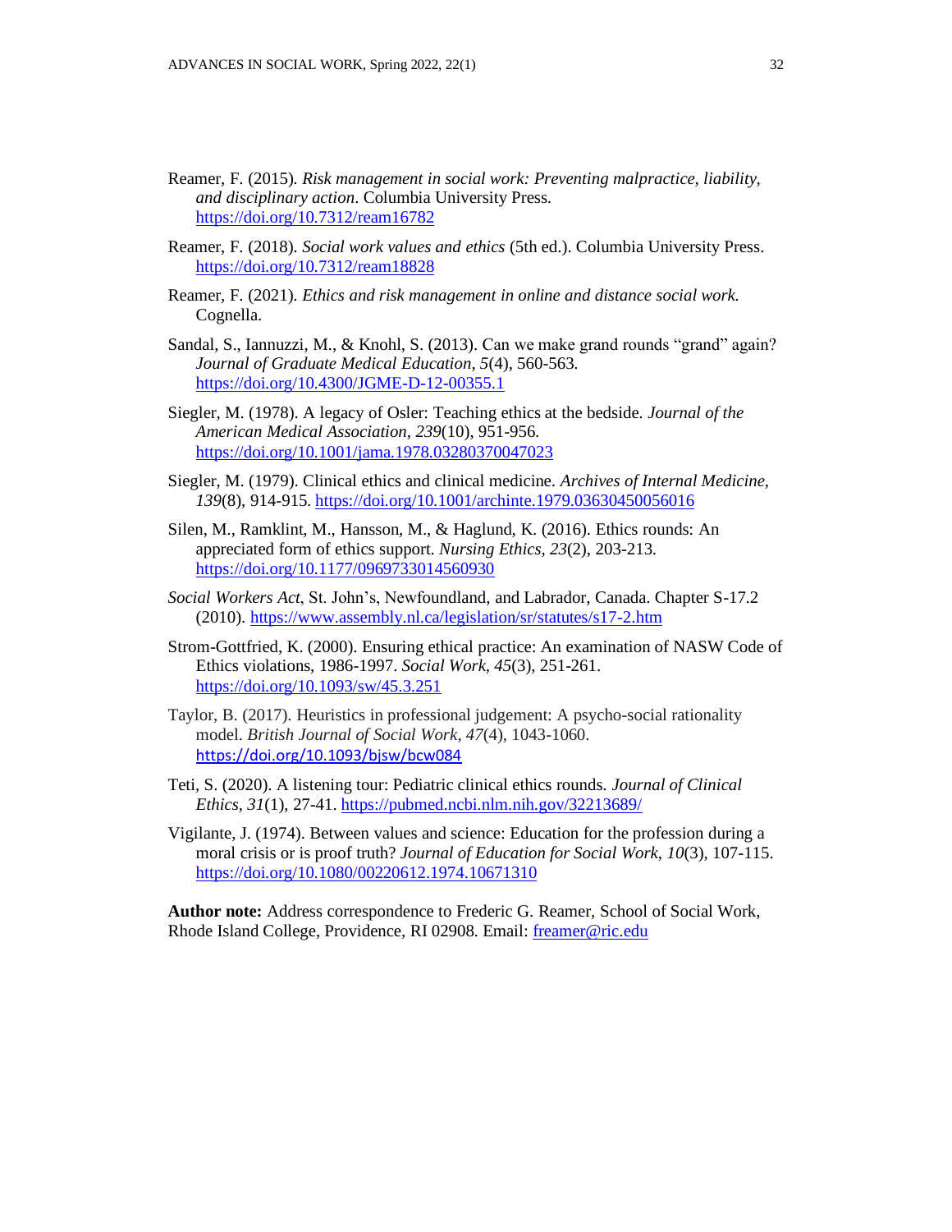Reamer, F. (2015). *Risk management in social work: Preventing malpractice, liability, and disciplinary action*. Columbia University Press. https://doi.org/10.7312/ream16782

Reamer, F. (2018). *Social work values and ethics* (5th ed.). Columbia University Press. https://doi.org/10.7312/ream18828

Reamer, F. (2021). *Ethics and risk management in online and distance social work.* Cognella.

Sandal, S., Iannuzzi, M., & Knohl, S. (2013). Can we make grand rounds "grand" again? *Journal of Graduate Medical Education, 5*(4), 560-563. https://doi.org/10.4300/JGME-D-12-00355.1

Siegler, M. (1978). A legacy of Osler: Teaching ethics at the bedside. *Journal of the American Medical Association, 239*(10), 951-956. https://doi.org/10.1001/jama.1978.03280370047023

Siegler, M. (1979). Clinical ethics and clinical medicine. *Archives of Internal Medicine, 139*(8), 914-915. https://doi.org/10.1001/archinte.1979.03630450056016

Silen, M., Ramklint, M., Hansson, M., & Haglund, K. (2016). Ethics rounds: An appreciated form of ethics support. *Nursing Ethics, 23*(2), 203-213. https://doi.org/10.1177/0969733014560930

*Social Workers Act*, St. John's, Newfoundland, and Labrador, Canada. Chapter S-17.2 (2010). https://www.assembly.nl.ca/legislation/sr/statutes/s17-2.htm

Strom-Gottfried, K. (2000). Ensuring ethical practice: An examination of NASW Code of Ethics violations, 1986-1997. *Social Work, 45*(3), 251-261. https://doi.org/10.1093/sw/45.3.251

Taylor, B. (2017). Heuristics in professional judgement: A psycho-social rationality model. *British Journal of Social Work*, *47*(4), 1043-1060. https://doi.org/10.1093/bjsw/bcw084

Teti, S. (2020). A listening tour: Pediatric clinical ethics rounds. *Journal of Clinical Ethics, 31*(1), 27-41. https://pubmed.ncbi.nlm.nih.gov/32213689/

Vigilante, J. (1974). Between values and science: Education for the profession during a moral crisis or is proof truth? *Journal of Education for Social Work*, *10*(3), 107-115. https://doi.org/10.1080/00220612.1974.10671310

**Author note:** Address correspondence to Frederic G. Reamer, School of Social Work, Rhode Island College, Providence, RI 02908. Email: freamer@ric.edu